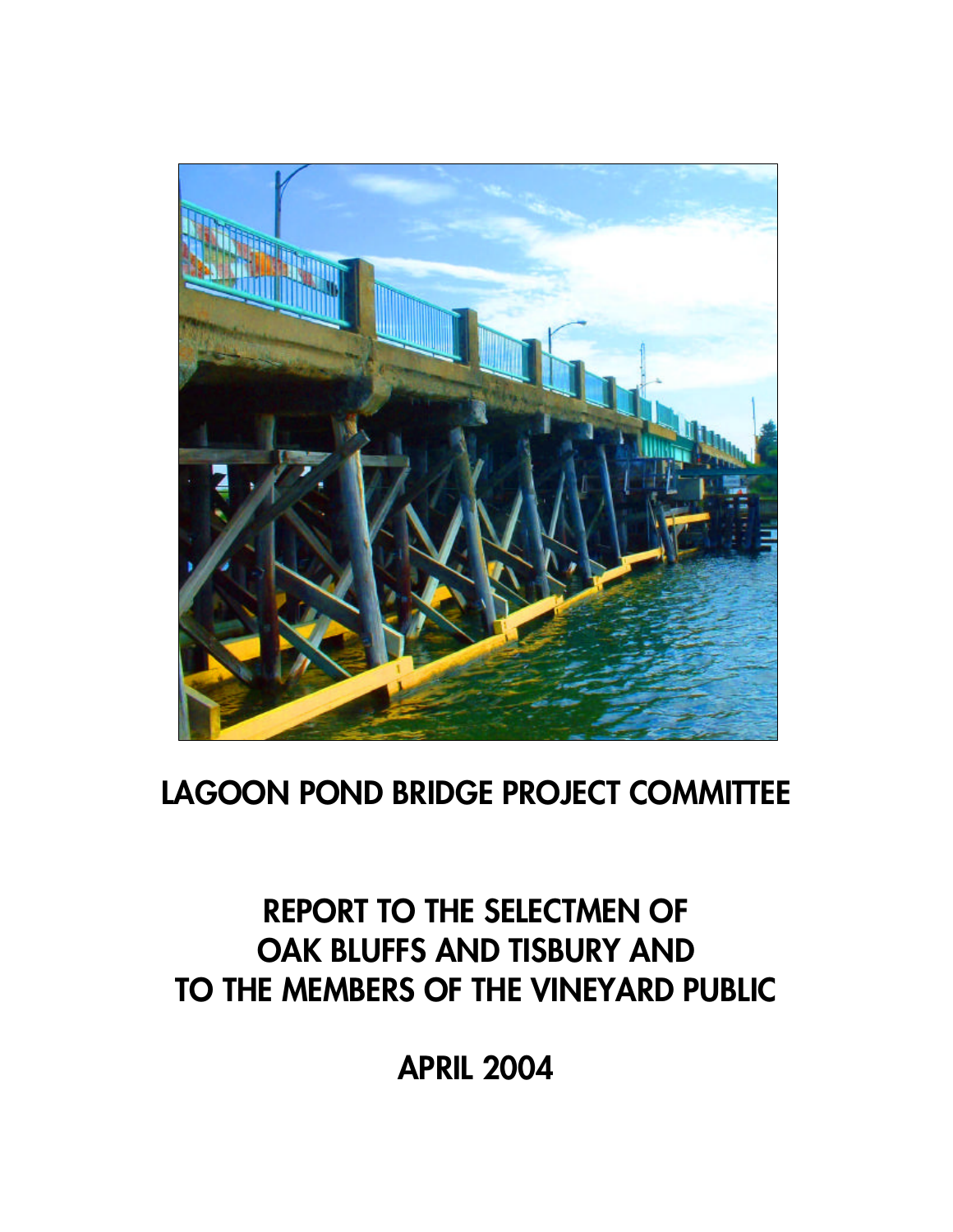# LAGOON POND BRIDGE PROJECT COMMITTEE

## REPORT TO THE SELECTMEN OF OAK BLUFFS AND TISBURY AND TO THE MEMBERS OF THE VINEYARD PUBLIC

## APRIL 2004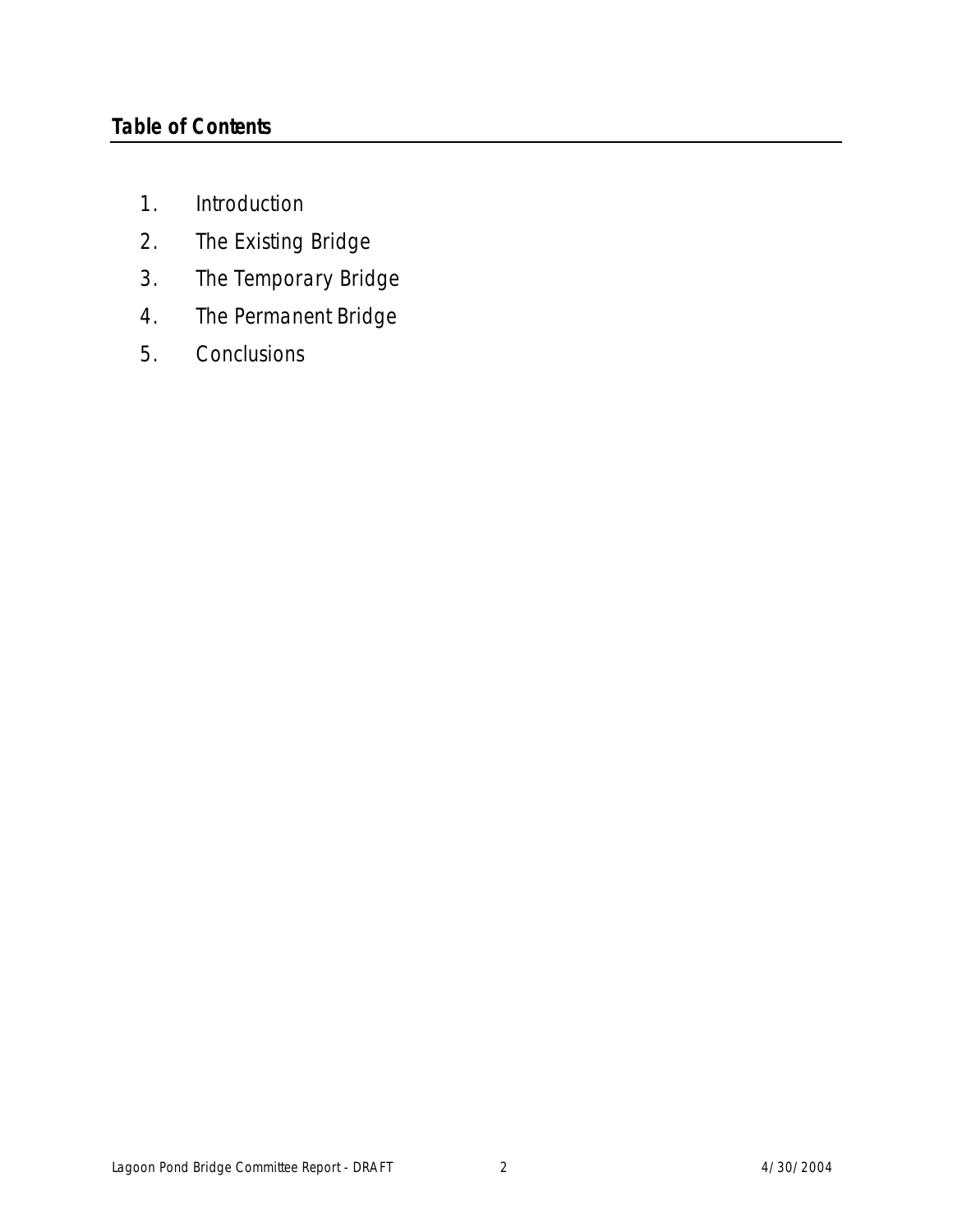## Table of Contents

1. Introduction
2. The Existing Bridge
3. The Temporary Bridge
4. The Permanent Bridge
5. Conclusions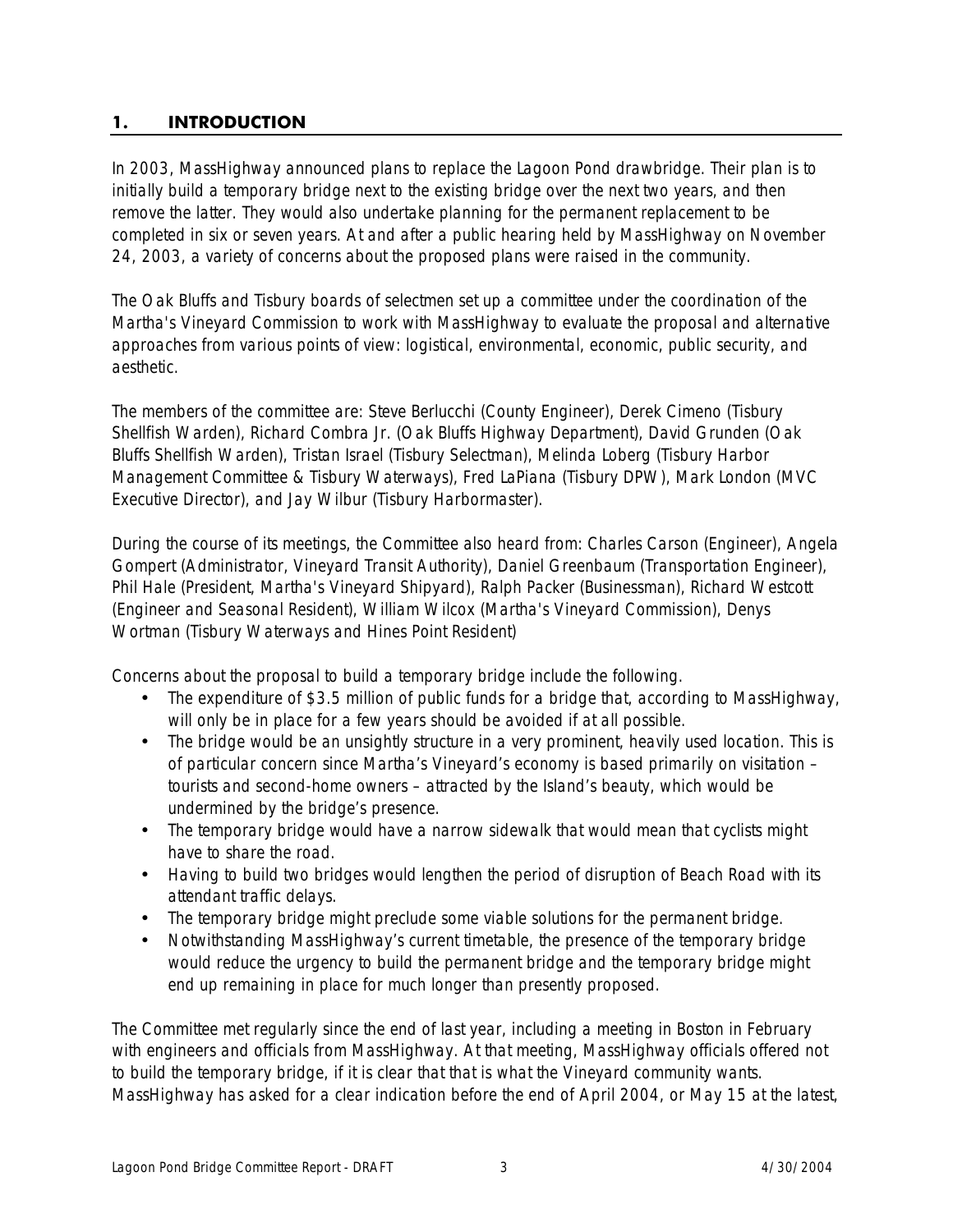## 1. INTRODUCTION

In 2003, MassHighway announced plans to replace the Lagoon Pond drawbridge. Their plan is to initially build a temporary bridge next to the existing bridge over the next two years, and then remove the latter. They would also undertake planning for the permanent replacement to be completed in six or seven years. At and after a public hearing held by MassHighway on November 24, 2003, a variety of concerns about the proposed plans were raised in the community.

The Oak Bluffs and Tisbury boards of selectmen set up a committee under the coordination of the Martha's Vineyard Commission to work with MassHighway to evaluate the proposal and alternative approaches from various points of view: logistical, environmental, economic, public security, and aesthetic.

The members of the committee are: Steve Berlucchi (County Engineer), Derek Cimeno (Tisbury Shellfish Warden), Richard Combra Jr. (Oak Bluffs Highway Department), David Grunden (Oak Bluffs Shellfish Warden), Tristan Israel (Tisbury Selectman), Melinda Loberg (Tisbury Harbor Management Committee & Tisbury Waterways), Fred LaPiana (Tisbury DPW), Mark London (MVC Executive Director), and Jay Wilbur (Tisbury Harbormaster).

During the course of its meetings, the Committee also heard from: Charles Carson (Engineer), Angela Gompert (Administrator, Vineyard Transit Authority), Daniel Greenbaum (Transportation Engineer), Phil Hale (President, Martha's Vineyard Shipyard), Ralph Packer (Businessman), Richard Westcott (Engineer and Seasonal Resident), William Wilcox (Martha's Vineyard Commission), Denys Wortman (Tisbury Waterways and Hines Point Resident)

Concerns about the proposal to build a temporary bridge include the following.

- The expenditure of $3.5 million of public funds for a bridge that, according to MassHighway, will only be in place for a few years should be avoided if at all possible.
- The bridge would be an unsightly structure in a very prominent, heavily used location. This is of particular concern since Martha's Vineyard's economy is based primarily on visitation – tourists and second-home owners – attracted by the Island's beauty, which would be undermined by the bridge's presence.
- The temporary bridge would have a narrow sidewalk that would mean that cyclists might have to share the road.
- Having to build two bridges would lengthen the period of disruption of Beach Road with its attendant traffic delays.
- The temporary bridge might preclude some viable solutions for the permanent bridge.
- Notwithstanding MassHighway's current timetable, the presence of the temporary bridge would reduce the urgency to build the permanent bridge and the temporary bridge might end up remaining in place for much longer than presently proposed.

The Committee met regularly since the end of last year, including a meeting in Boston in February with engineers and officials from MassHighway. At that meeting, MassHighway officials offered not to build the temporary bridge, if it is clear that that is what the Vineyard community wants. MassHighway has asked for a clear indication before the end of April 2004, or May 15 at the latest,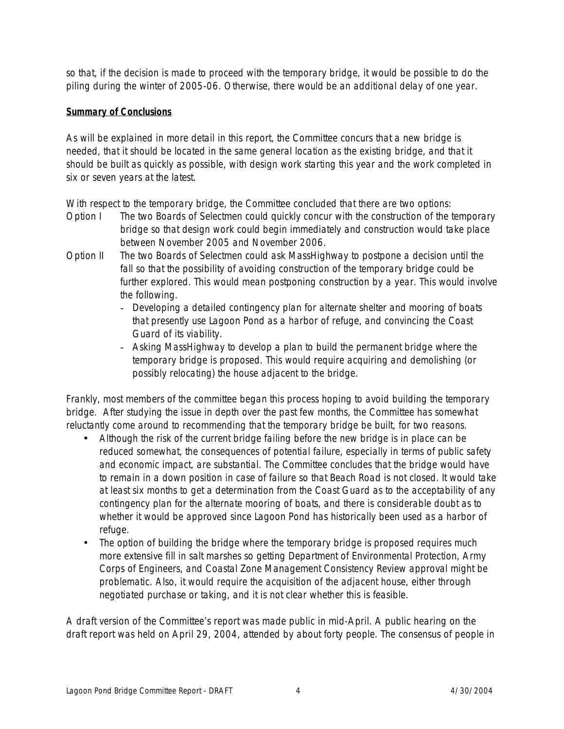so that, if the decision is made to proceed with the temporary bridge, it would be possible to do the piling during the winter of 2005-06. Otherwise, there would be an additional delay of one year.

***Summary of Conclusions***

As will be explained in more detail in this report, the Committee concurs that a new bridge is needed, that it should be located in the same general location as the existing bridge, and that it should be built as quickly as possible, with design work starting this year and the work completed in six or seven years at the latest.

With respect to the temporary bridge, the Committee concluded that there are two options:

Option I The two Boards of Selectmen could quickly concur with the construction of the temporary bridge so that design work could begin immediately and construction would take place between November 2005 and November 2006.

Option II The two Boards of Selectmen could ask MassHighway to postpone a decision until the fall so that the possibility of avoiding construction of the temporary bridge could be further explored. This would mean postponing construction by a year. This would involve the following.

- Developing a detailed contingency plan for alternate shelter and mooring of boats that presently use Lagoon Pond as a harbor of refuge, and convincing the Coast Guard of its viability.
- Asking MassHighway to develop a plan to build the permanent bridge where the temporary bridge is proposed. This would require acquiring and demolishing (or possibly relocating) the house adjacent to the bridge.

Frankly, most members of the committee began this process hoping to avoid building the temporary bridge. After studying the issue in depth over the past few months, the Committee has somewhat reluctantly come around to recommending that the temporary bridge be built, for two reasons.

- Although the risk of the current bridge failing before the new bridge is in place can be reduced somewhat, the consequences of potential failure, especially in terms of public safety and economic impact, are substantial. The Committee concludes that the bridge would have to remain in a down position in case of failure so that Beach Road is not closed. It would take at least six months to get a determination from the Coast Guard as to the acceptability of any contingency plan for the alternate mooring of boats, and there is considerable doubt as to whether it would be approved since Lagoon Pond has historically been used as a harbor of refuge.
- The option of building the bridge where the temporary bridge is proposed requires much more extensive fill in salt marshes so getting Department of Environmental Protection, Army Corps of Engineers, and Coastal Zone Management Consistency Review approval might be problematic. Also, it would require the acquisition of the adjacent house, either through negotiated purchase or taking, and it is not clear whether this is feasible.

A draft version of the Committee's report was made public in mid-April. A public hearing on the draft report was held on April 29, 2004, attended by about forty people. The consensus of people in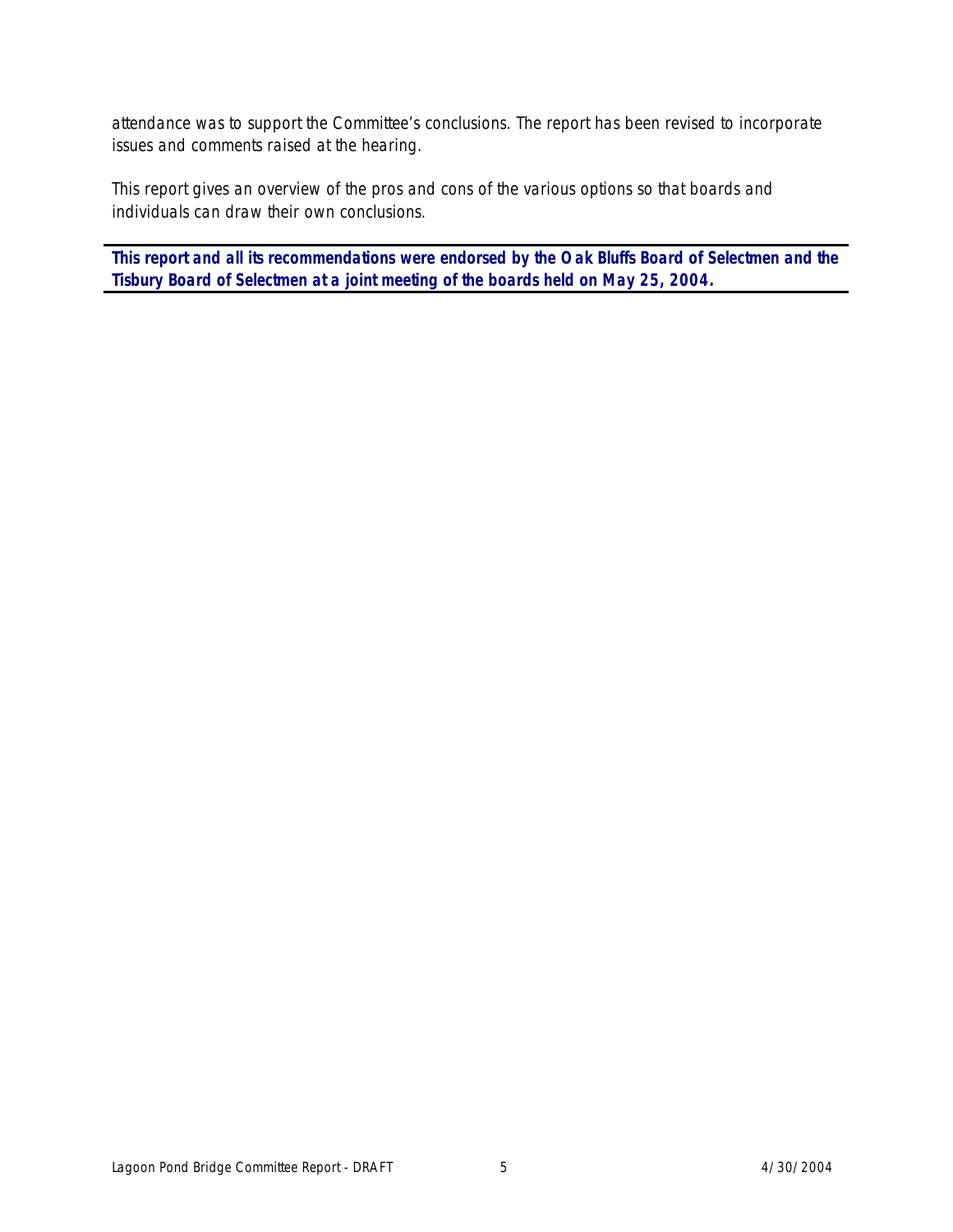attendance was to support the Committee's conclusions. The report has been revised to incorporate issues and comments raised at the hearing.

This report gives an overview of the pros and cons of the various options so that boards and individuals can draw their own conclusions.

***This report and all its recommendations were endorsed by the Oak Bluffs Board of Selectmen and the Tisbury Board of Selectmen at a joint meeting of the boards held on May 25, 2004.***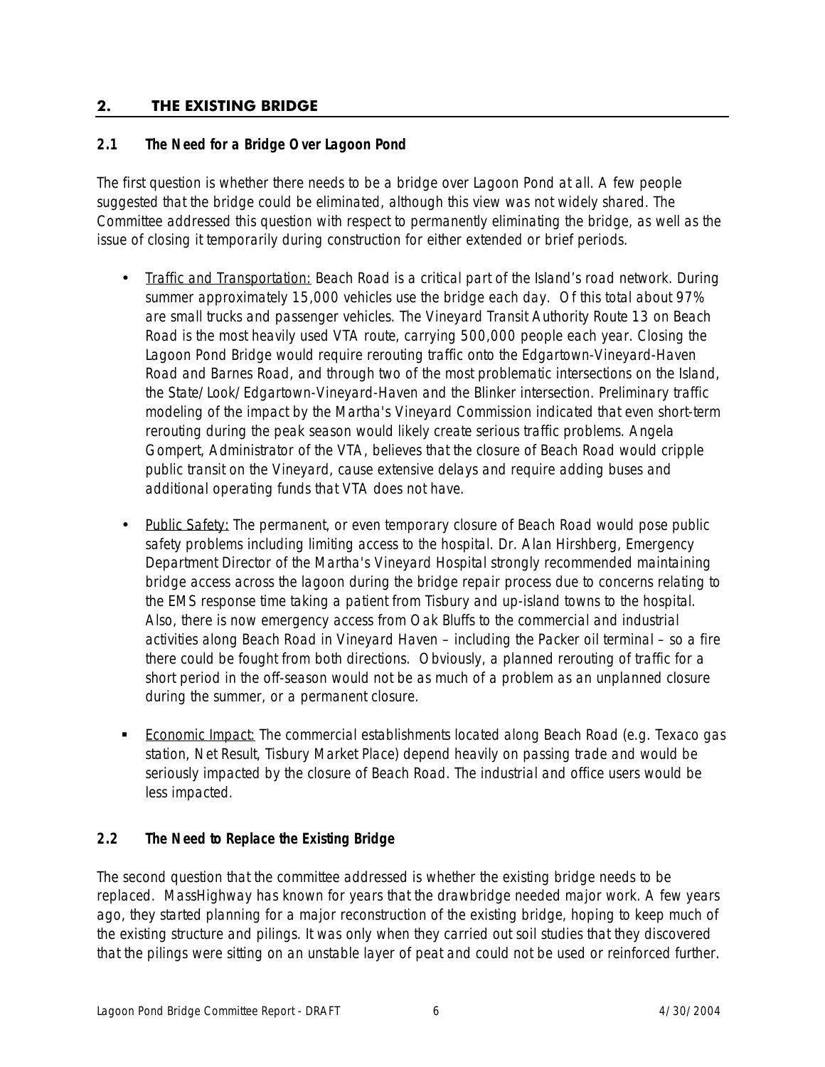## 2. THE EXISTING BRIDGE

### 2.1 The Need for a Bridge Over Lagoon Pond

The first question is whether there needs to be a bridge over Lagoon Pond at all. A few people suggested that the bridge could be eliminated, although this view was not widely shared. The Committee addressed this question with respect to permanently eliminating the bridge, as well as the issue of closing it temporarily during construction for either extended or brief periods.

- Traffic and Transportation: Beach Road is a critical part of the Island's road network. During summer approximately 15,000 vehicles use the bridge each day. Of this total about 97% are small trucks and passenger vehicles. The Vineyard Transit Authority Route 13 on Beach Road is the most heavily used VTA route, carrying 500,000 people each year. Closing the Lagoon Pond Bridge would require rerouting traffic onto the Edgartown-Vineyard-Haven Road and Barnes Road, and through two of the most problematic intersections on the Island, the State/Look/Edgartown-Vineyard-Haven and the Blinker intersection. Preliminary traffic modeling of the impact by the Martha's Vineyard Commission indicated that even short-term rerouting during the peak season would likely create serious traffic problems. Angela Gompert, Administrator of the VTA, believes that the closure of Beach Road would cripple public transit on the Vineyard, cause extensive delays and require adding buses and additional operating funds that VTA does not have.

- Public Safety: The permanent, or even temporary closure of Beach Road would pose public safety problems including limiting access to the hospital. Dr. Alan Hirshberg, Emergency Department Director of the Martha's Vineyard Hospital strongly recommended maintaining bridge access across the lagoon during the bridge repair process due to concerns relating to the EMS response time taking a patient from Tisbury and up-island towns to the hospital. Also, there is now emergency access from Oak Bluffs to the commercial and industrial activities along Beach Road in Vineyard Haven – including the Packer oil terminal – so a fire there could be fought from both directions. Obviously, a planned rerouting of traffic for a short period in the off-season would not be as much of a problem as an unplanned closure during the summer, or a permanent closure.

- Economic Impact: The commercial establishments located along Beach Road (e.g. Texaco gas station, Net Result, Tisbury Market Place) depend heavily on passing trade and would be seriously impacted by the closure of Beach Road. The industrial and office users would be less impacted.

### 2.2 The Need to Replace the Existing Bridge

The second question that the committee addressed is whether the existing bridge needs to be replaced. MassHighway has known for years that the drawbridge needed major work. A few years ago, they started planning for a major reconstruction of the existing bridge, hoping to keep much of the existing structure and pilings. It was only when they carried out soil studies that they discovered that the pilings were sitting on an unstable layer of peat and could not be used or reinforced further.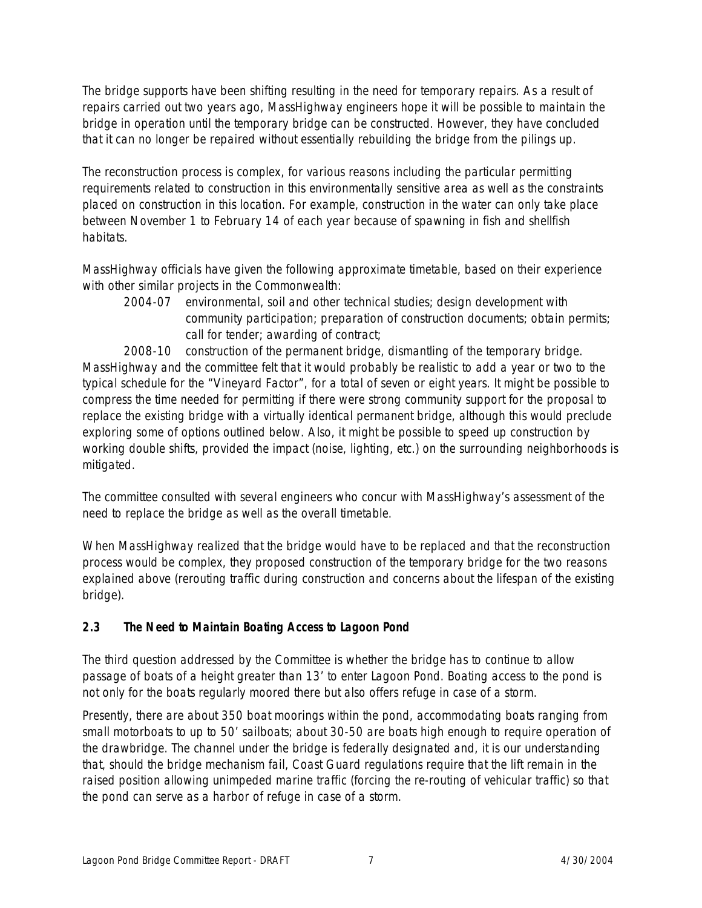The bridge supports have been shifting resulting in the need for temporary repairs. As a result of repairs carried out two years ago, MassHighway engineers hope it will be possible to maintain the bridge in operation until the temporary bridge can be constructed. However, they have concluded that it can no longer be repaired without essentially rebuilding the bridge from the pilings up.

The reconstruction process is complex, for various reasons including the particular permitting requirements related to construction in this environmentally sensitive area as well as the constraints placed on construction in this location. For example, construction in the water can only take place between November 1 to February 14 of each year because of spawning in fish and shellfish habitats.

MassHighway officials have given the following approximate timetable, based on their experience with other similar projects in the Commonwealth:

- 2004-07 environmental, soil and other technical studies; design development with community participation; preparation of construction documents; obtain permits; call for tender; awarding of contract;
- 2008-10 construction of the permanent bridge, dismantling of the temporary bridge.

MassHighway and the committee felt that it would probably be realistic to add a year or two to the typical schedule for the "Vineyard Factor", for a total of seven or eight years. It might be possible to compress the time needed for permitting if there were strong community support for the proposal to replace the existing bridge with a virtually identical permanent bridge, although this would preclude exploring some of options outlined below. Also, it might be possible to speed up construction by working double shifts, provided the impact (noise, lighting, etc.) on the surrounding neighborhoods is mitigated.

The committee consulted with several engineers who concur with MassHighway's assessment of the need to replace the bridge as well as the overall timetable.

When MassHighway realized that the bridge would have to be replaced and that the reconstruction process would be complex, they proposed construction of the temporary bridge for the two reasons explained above (rerouting traffic during construction and concerns about the lifespan of the existing bridge).

### 2.3 The Need to Maintain Boating Access to Lagoon Pond

The third question addressed by the Committee is whether the bridge has to continue to allow passage of boats of a height greater than 13' to enter Lagoon Pond. Boating access to the pond is not only for the boats regularly moored there but also offers refuge in case of a storm.

Presently, there are about 350 boat moorings within the pond, accommodating boats ranging from small motorboats to up to 50' sailboats; about 30-50 are boats high enough to require operation of the drawbridge. The channel under the bridge is federally designated and, it is our understanding that, should the bridge mechanism fail, Coast Guard regulations require that the lift remain in the raised position allowing unimpeded marine traffic (forcing the re-routing of vehicular traffic) so that the pond can serve as a harbor of refuge in case of a storm.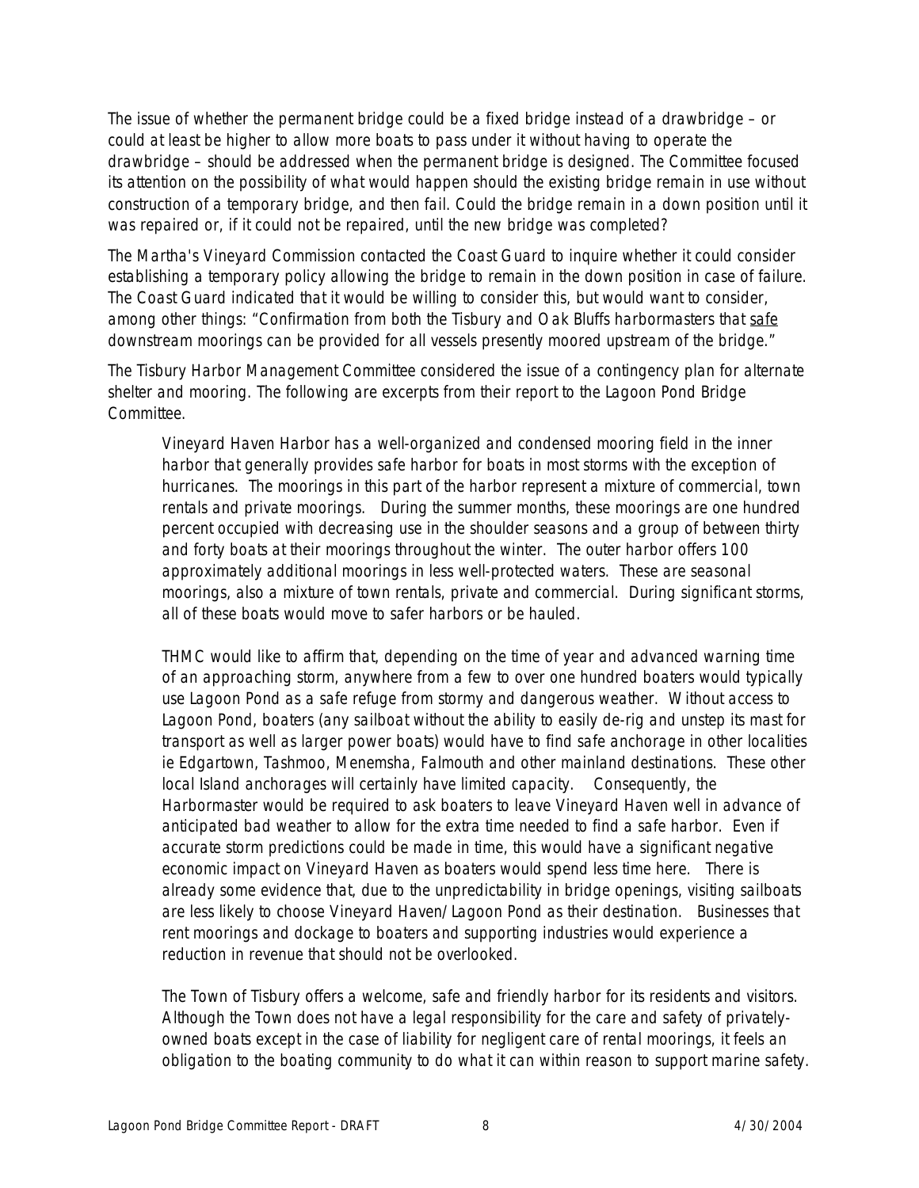The issue of whether the permanent bridge could be a fixed bridge instead of a drawbridge – or could at least be higher to allow more boats to pass under it without having to operate the drawbridge – should be addressed when the permanent bridge is designed. The Committee focused its attention on the possibility of what would happen should the existing bridge remain in use without construction of a temporary bridge, and then fail. Could the bridge remain in a down position until it was repaired or, if it could not be repaired, until the new bridge was completed?

The Martha's Vineyard Commission contacted the Coast Guard to inquire whether it could consider establishing a temporary policy allowing the bridge to remain in the down position in case of failure. The Coast Guard indicated that it would be willing to consider this, but would want to consider, among other things: "Confirmation from both the Tisbury and Oak Bluffs harbormasters that safe downstream moorings can be provided for all vessels presently moored upstream of the bridge."

The Tisbury Harbor Management Committee considered the issue of a contingency plan for alternate shelter and mooring. The following are excerpts from their report to the Lagoon Pond Bridge Committee.

> Vineyard Haven Harbor has a well-organized and condensed mooring field in the inner harbor that generally provides safe harbor for boats in most storms with the exception of hurricanes. The moorings in this part of the harbor represent a mixture of commercial, town rentals and private moorings. During the summer months, these moorings are one hundred percent occupied with decreasing use in the shoulder seasons and a group of between thirty and forty boats at their moorings throughout the winter. The outer harbor offers 100 approximately additional moorings in less well-protected waters. These are seasonal moorings, also a mixture of town rentals, private and commercial. During significant storms, all of these boats would move to safer harbors or be hauled.
>
> THMC would like to affirm that, depending on the time of year and advanced warning time of an approaching storm, anywhere from a few to over one hundred boaters would typically use Lagoon Pond as a safe refuge from stormy and dangerous weather. Without access to Lagoon Pond, boaters (any sailboat without the ability to easily de-rig and unstep its mast for transport as well as larger power boats) would have to find safe anchorage in other localities ie Edgartown, Tashmoo, Menemsha, Falmouth and other mainland destinations. These other local Island anchorages will certainly have limited capacity. Consequently, the Harbormaster would be required to ask boaters to leave Vineyard Haven well in advance of anticipated bad weather to allow for the extra time needed to find a safe harbor. Even if accurate storm predictions could be made in time, this would have a significant negative economic impact on Vineyard Haven as boaters would spend less time here. There is already some evidence that, due to the unpredictability in bridge openings, visiting sailboats are less likely to choose Vineyard Haven/Lagoon Pond as their destination. Businesses that rent moorings and dockage to boaters and supporting industries would experience a reduction in revenue that should not be overlooked.
>
> The Town of Tisbury offers a welcome, safe and friendly harbor for its residents and visitors. Although the Town does not have a legal responsibility for the care and safety of privately-owned boats except in the case of liability for negligent care of rental moorings, it feels an obligation to the boating community to do what it can within reason to support marine safety.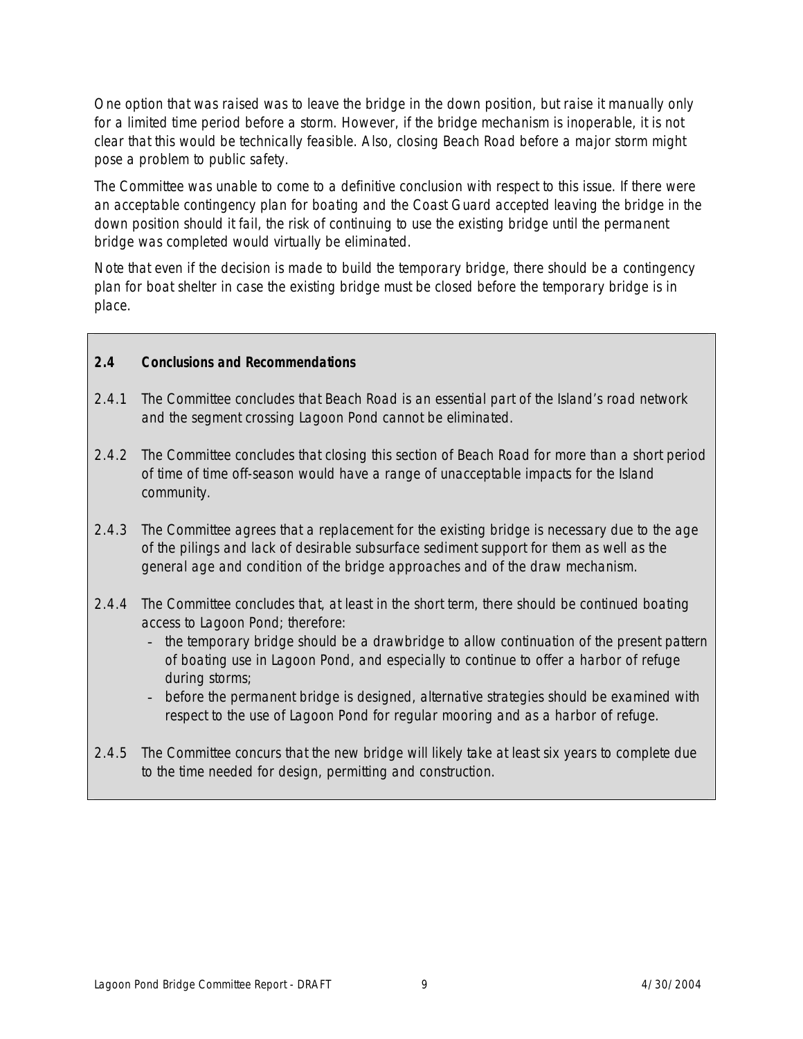One option that was raised was to leave the bridge in the down position, but raise it manually only for a limited time period before a storm. However, if the bridge mechanism is inoperable, it is not clear that this would be technically feasible. Also, closing Beach Road before a major storm might pose a problem to public safety.

The Committee was unable to come to a definitive conclusion with respect to this issue. If there were an acceptable contingency plan for boating and the Coast Guard accepted leaving the bridge in the down position should it fail, the risk of continuing to use the existing bridge until the permanent bridge was completed would virtually be eliminated.

Note that even if the decision is made to build the temporary bridge, there should be a contingency plan for boat shelter in case the existing bridge must be closed before the temporary bridge is in place.

### 2.4 Conclusions and Recommendations

2.4.1 The Committee concludes that Beach Road is an essential part of the Island's road network and the segment crossing Lagoon Pond cannot be eliminated.

2.4.2 The Committee concludes that closing this section of Beach Road for more than a short period of time of time off-season would have a range of unacceptable impacts for the Island community.

2.4.3 The Committee agrees that a replacement for the existing bridge is necessary due to the age of the pilings and lack of desirable subsurface sediment support for them as well as the general age and condition of the bridge approaches and of the draw mechanism.

2.4.4 The Committee concludes that, at least in the short term, there should be continued boating access to Lagoon Pond; therefore:

- the temporary bridge should be a drawbridge to allow continuation of the present pattern of boating use in Lagoon Pond, and especially to continue to offer a harbor of refuge during storms;
- before the permanent bridge is designed, alternative strategies should be examined with respect to the use of Lagoon Pond for regular mooring and as a harbor of refuge.

2.4.5 The Committee concurs that the new bridge will likely take at least six years to complete due to the time needed for design, permitting and construction.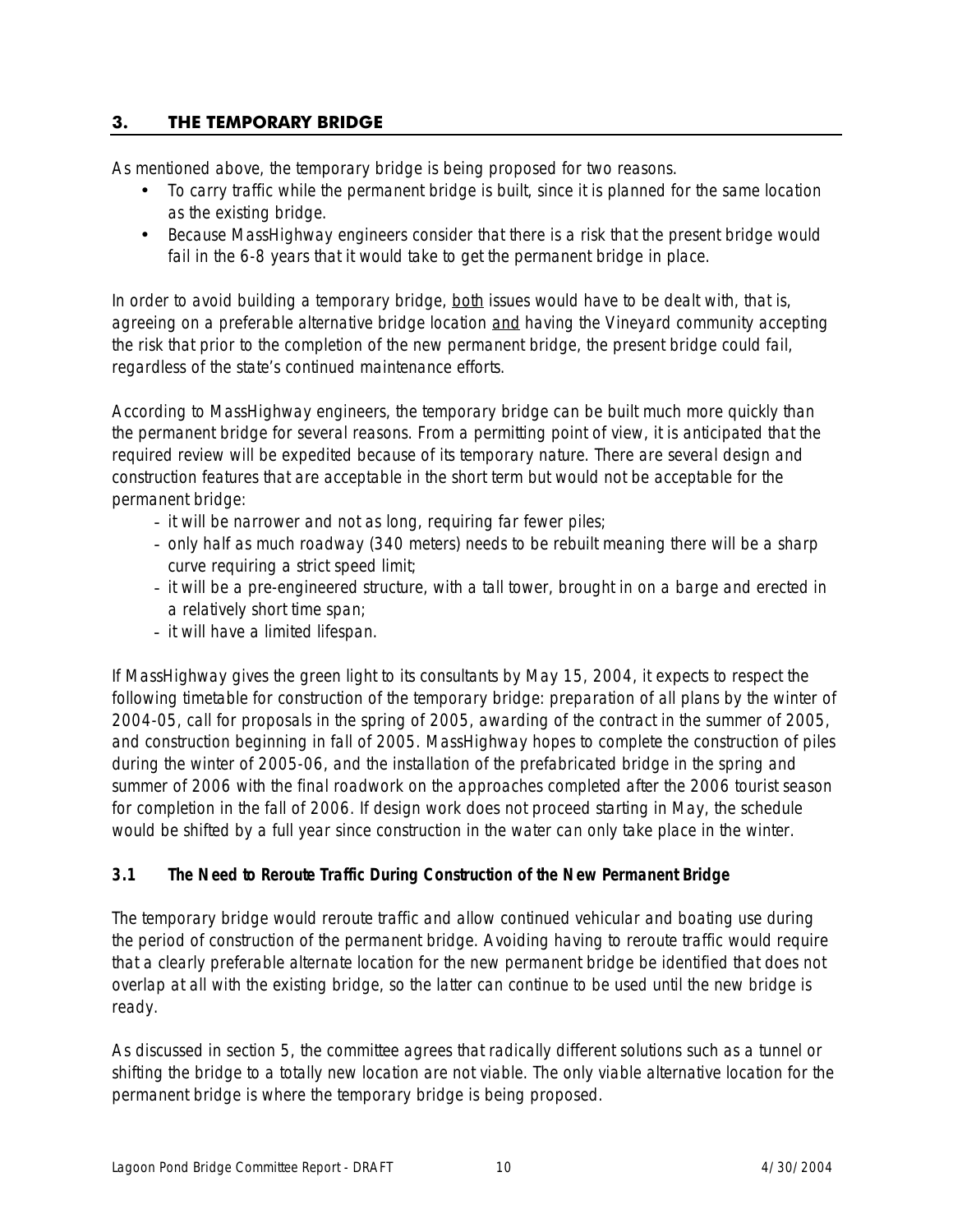## 3. THE TEMPORARY BRIDGE

As mentioned above, the temporary bridge is being proposed for two reasons.

- To carry traffic while the permanent bridge is built, since it is planned for the same location as the existing bridge.
- Because MassHighway engineers consider that there is a risk that the present bridge would fail in the 6-8 years that it would take to get the permanent bridge in place.

In order to avoid building a temporary bridge, both issues would have to be dealt with, that is, agreeing on a preferable alternative bridge location and having the Vineyard community accepting the risk that prior to the completion of the new permanent bridge, the present bridge could fail, regardless of the state's continued maintenance efforts.

According to MassHighway engineers, the temporary bridge can be built much more quickly than the permanent bridge for several reasons. From a permitting point of view, it is anticipated that the required review will be expedited because of its temporary nature. There are several design and construction features that are acceptable in the short term but would not be acceptable for the permanent bridge:

- it will be narrower and not as long, requiring far fewer piles;
- only half as much roadway (340 meters) needs to be rebuilt meaning there will be a sharp curve requiring a strict speed limit;
- it will be a pre-engineered structure, with a tall tower, brought in on a barge and erected in a relatively short time span;
- it will have a limited lifespan.

If MassHighway gives the green light to its consultants by May 15, 2004, it expects to respect the following timetable for construction of the temporary bridge: preparation of all plans by the winter of 2004-05, call for proposals in the spring of 2005, awarding of the contract in the summer of 2005, and construction beginning in fall of 2005. MassHighway hopes to complete the construction of piles during the winter of 2005-06, and the installation of the prefabricated bridge in the spring and summer of 2006 with the final roadwork on the approaches completed after the 2006 tourist season for completion in the fall of 2006. If design work does not proceed starting in May, the schedule would be shifted by a full year since construction in the water can only take place in the winter.

### 3.1 The Need to Reroute Traffic During Construction of the New Permanent Bridge

The temporary bridge would reroute traffic and allow continued vehicular and boating use during the period of construction of the permanent bridge. Avoiding having to reroute traffic would require that a clearly preferable alternate location for the new permanent bridge be identified that does not overlap at all with the existing bridge, so the latter can continue to be used until the new bridge is ready.

As discussed in section 5, the committee agrees that radically different solutions such as a tunnel or shifting the bridge to a totally new location are not viable. The only viable alternative location for the permanent bridge is where the temporary bridge is being proposed.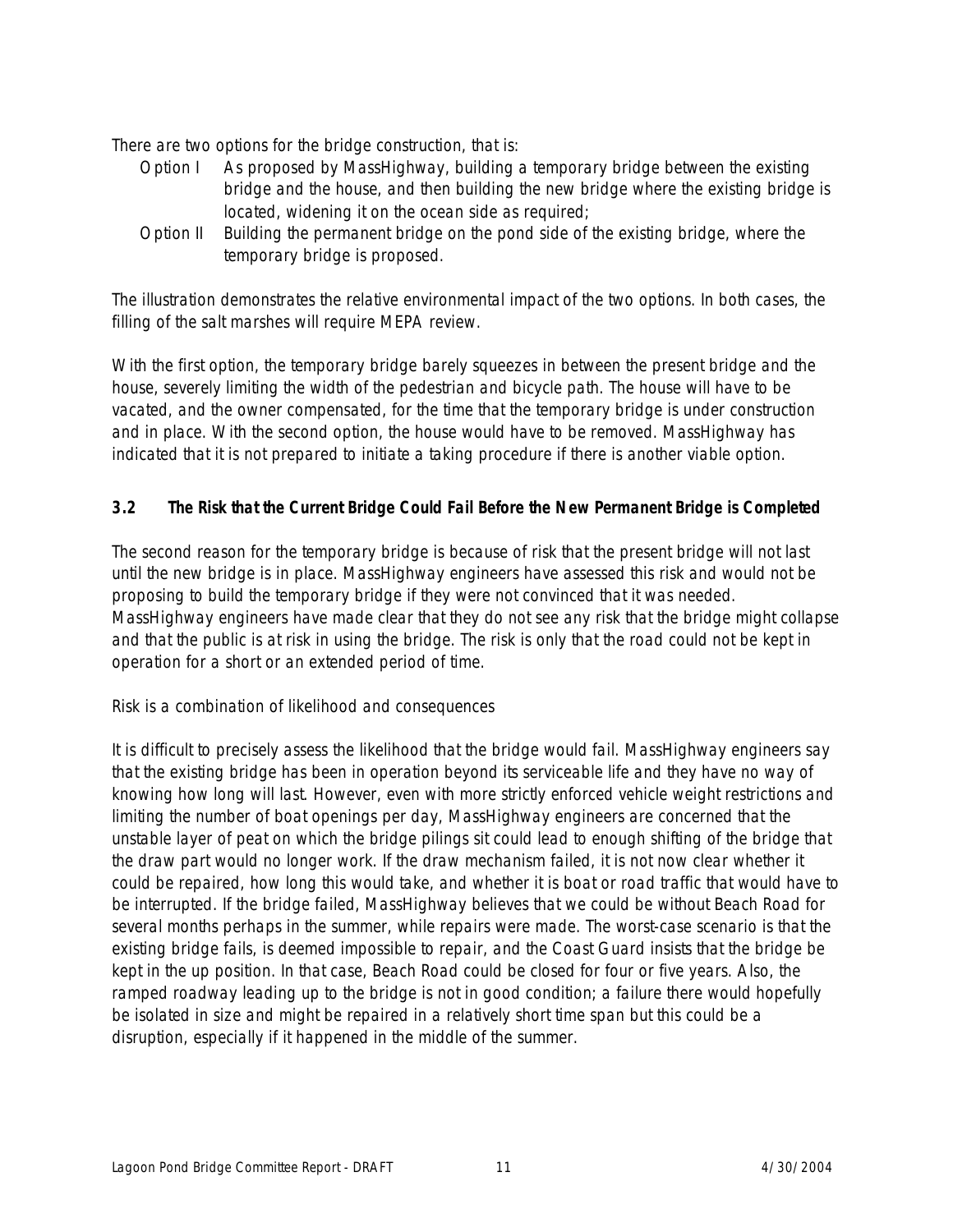There are two options for the bridge construction, that is:

- Option I   As proposed by MassHighway, building a temporary bridge between the existing bridge and the house, and then building the new bridge where the existing bridge is located, widening it on the ocean side as required;
- Option II   Building the permanent bridge on the pond side of the existing bridge, where the temporary bridge is proposed.

The illustration demonstrates the relative environmental impact of the two options. In both cases, the filling of the salt marshes will require MEPA review.

With the first option, the temporary bridge barely squeezes in between the present bridge and the house, severely limiting the width of the pedestrian and bicycle path. The house will have to be vacated, and the owner compensated, for the time that the temporary bridge is under construction and in place. With the second option, the house would have to be removed. MassHighway has indicated that it is not prepared to initiate a taking procedure if there is another viable option.

### 3.2 The Risk that the Current Bridge Could Fail Before the New Permanent Bridge is Completed

The second reason for the temporary bridge is because of risk that the present bridge will not last until the new bridge is in place. MassHighway engineers have assessed this risk and would not be proposing to build the temporary bridge if they were not convinced that it was needed. MassHighway engineers have made clear that they do not see any risk that the bridge might collapse and that the public is at risk in using the bridge. The risk is only that the road could not be kept in operation for a short or an extended period of time.

Risk is a combination of likelihood and consequences

It is difficult to precisely assess the likelihood that the bridge would fail. MassHighway engineers say that the existing bridge has been in operation beyond its serviceable life and they have no way of knowing how long will last. However, even with more strictly enforced vehicle weight restrictions and limiting the number of boat openings per day, MassHighway engineers are concerned that the unstable layer of peat on which the bridge pilings sit could lead to enough shifting of the bridge that the draw part would no longer work. If the draw mechanism failed, it is not now clear whether it could be repaired, how long this would take, and whether it is boat or road traffic that would have to be interrupted. If the bridge failed, MassHighway believes that we could be without Beach Road for several months perhaps in the summer, while repairs were made. The worst-case scenario is that the existing bridge fails, is deemed impossible to repair, and the Coast Guard insists that the bridge be kept in the up position. In that case, Beach Road could be closed for four or five years. Also, the ramped roadway leading up to the bridge is not in good condition; a failure there would hopefully be isolated in size and might be repaired in a relatively short time span but this could be a disruption, especially if it happened in the middle of the summer.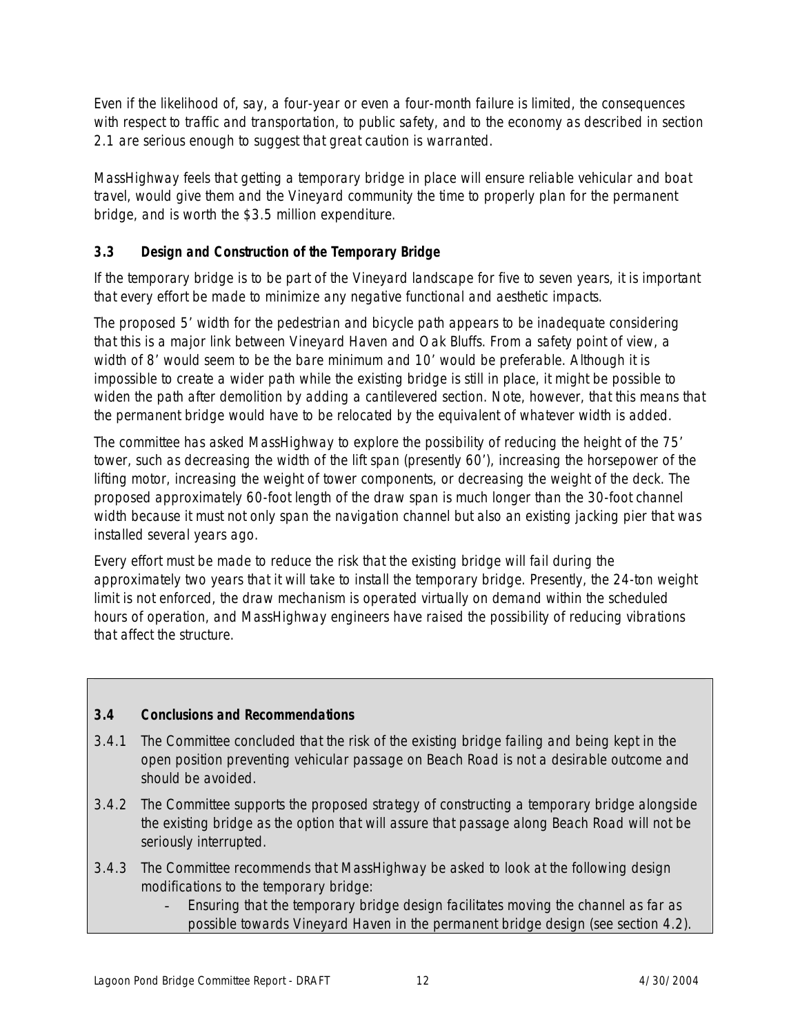Even if the likelihood of, say, a four-year or even a four-month failure is limited, the consequences with respect to traffic and transportation, to public safety, and to the economy as described in section 2.1 are serious enough to suggest that great caution is warranted.

MassHighway feels that getting a temporary bridge in place will ensure reliable vehicular and boat travel, would give them and the Vineyard community the time to properly plan for the permanent bridge, and is worth the $3.5 million expenditure.

### 3.3 Design and Construction of the Temporary Bridge

If the temporary bridge is to be part of the Vineyard landscape for five to seven years, it is important that every effort be made to minimize any negative functional and aesthetic impacts.

The proposed 5' width for the pedestrian and bicycle path appears to be inadequate considering that this is a major link between Vineyard Haven and Oak Bluffs. From a safety point of view, a width of 8' would seem to be the bare minimum and 10' would be preferable. Although it is impossible to create a wider path while the existing bridge is still in place, it might be possible to widen the path after demolition by adding a cantilevered section. Note, however, that this means that the permanent bridge would have to be relocated by the equivalent of whatever width is added.

The committee has asked MassHighway to explore the possibility of reducing the height of the 75' tower, such as decreasing the width of the lift span (presently 60'), increasing the horsepower of the lifting motor, increasing the weight of tower components, or decreasing the weight of the deck. The proposed approximately 60-foot length of the draw span is much longer than the 30-foot channel width because it must not only span the navigation channel but also an existing jacking pier that was installed several years ago.

Every effort must be made to reduce the risk that the existing bridge will fail during the approximately two years that it will take to install the temporary bridge. Presently, the 24-ton weight limit is not enforced, the draw mechanism is operated virtually on demand within the scheduled hours of operation, and MassHighway engineers have raised the possibility of reducing vibrations that affect the structure.

### 3.4 Conclusions and Recommendations

3.4.1 The Committee concluded that the risk of the existing bridge failing and being kept in the open position preventing vehicular passage on Beach Road is not a desirable outcome and should be avoided.

3.4.2 The Committee supports the proposed strategy of constructing a temporary bridge alongside the existing bridge as the option that will assure that passage along Beach Road will not be seriously interrupted.

3.4.3 The Committee recommends that MassHighway be asked to look at the following design modifications to the temporary bridge:

- Ensuring that the temporary bridge design facilitates moving the channel as far as possible towards Vineyard Haven in the permanent bridge design (see section 4.2).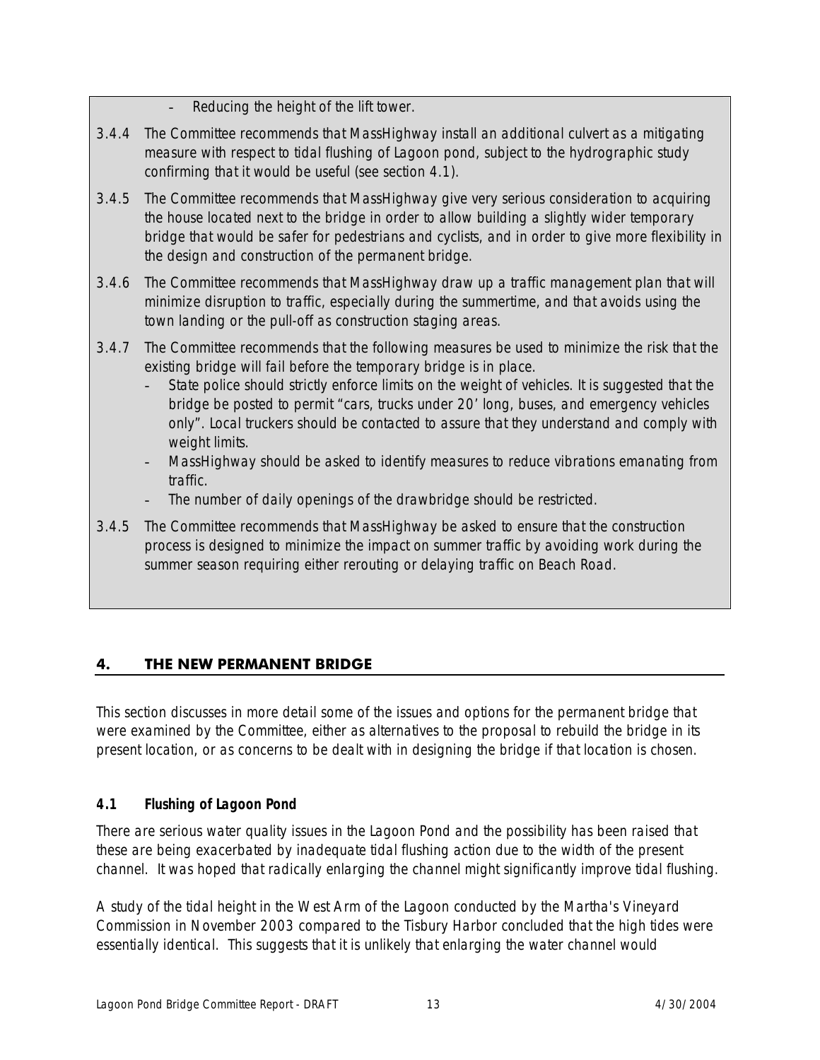- Reducing the height of the lift tower.

3.4.4 The Committee recommends that MassHighway install an additional culvert as a mitigating measure with respect to tidal flushing of Lagoon pond, subject to the hydrographic study confirming that it would be useful (see section 4.1).

3.4.5 The Committee recommends that MassHighway give very serious consideration to acquiring the house located next to the bridge in order to allow building a slightly wider temporary bridge that would be safer for pedestrians and cyclists, and in order to give more flexibility in the design and construction of the permanent bridge.

3.4.6 The Committee recommends that MassHighway draw up a traffic management plan that will minimize disruption to traffic, especially during the summertime, and that avoids using the town landing or the pull-off as construction staging areas.

3.4.7 The Committee recommends that the following measures be used to minimize the risk that the existing bridge will fail before the temporary bridge is in place.

- State police should strictly enforce limits on the weight of vehicles. It is suggested that the bridge be posted to permit "cars, trucks under 20' long, buses, and emergency vehicles only". Local truckers should be contacted to assure that they understand and comply with weight limits.
- MassHighway should be asked to identify measures to reduce vibrations emanating from traffic.
- The number of daily openings of the drawbridge should be restricted.

3.4.5 The Committee recommends that MassHighway be asked to ensure that the construction process is designed to minimize the impact on summer traffic by avoiding work during the summer season requiring either rerouting or delaying traffic on Beach Road.

## 4. THE NEW PERMANENT BRIDGE

This section discusses in more detail some of the issues and options for the permanent bridge that were examined by the Committee, either as alternatives to the proposal to rebuild the bridge in its present location, or as concerns to be dealt with in designing the bridge if that location is chosen.

### 4.1 Flushing of Lagoon Pond

There are serious water quality issues in the Lagoon Pond and the possibility has been raised that these are being exacerbated by inadequate tidal flushing action due to the width of the present channel. It was hoped that radically enlarging the channel might significantly improve tidal flushing.

A study of the tidal height in the West Arm of the Lagoon conducted by the Martha's Vineyard Commission in November 2003 compared to the Tisbury Harbor concluded that the high tides were essentially identical. This suggests that it is unlikely that enlarging the water channel would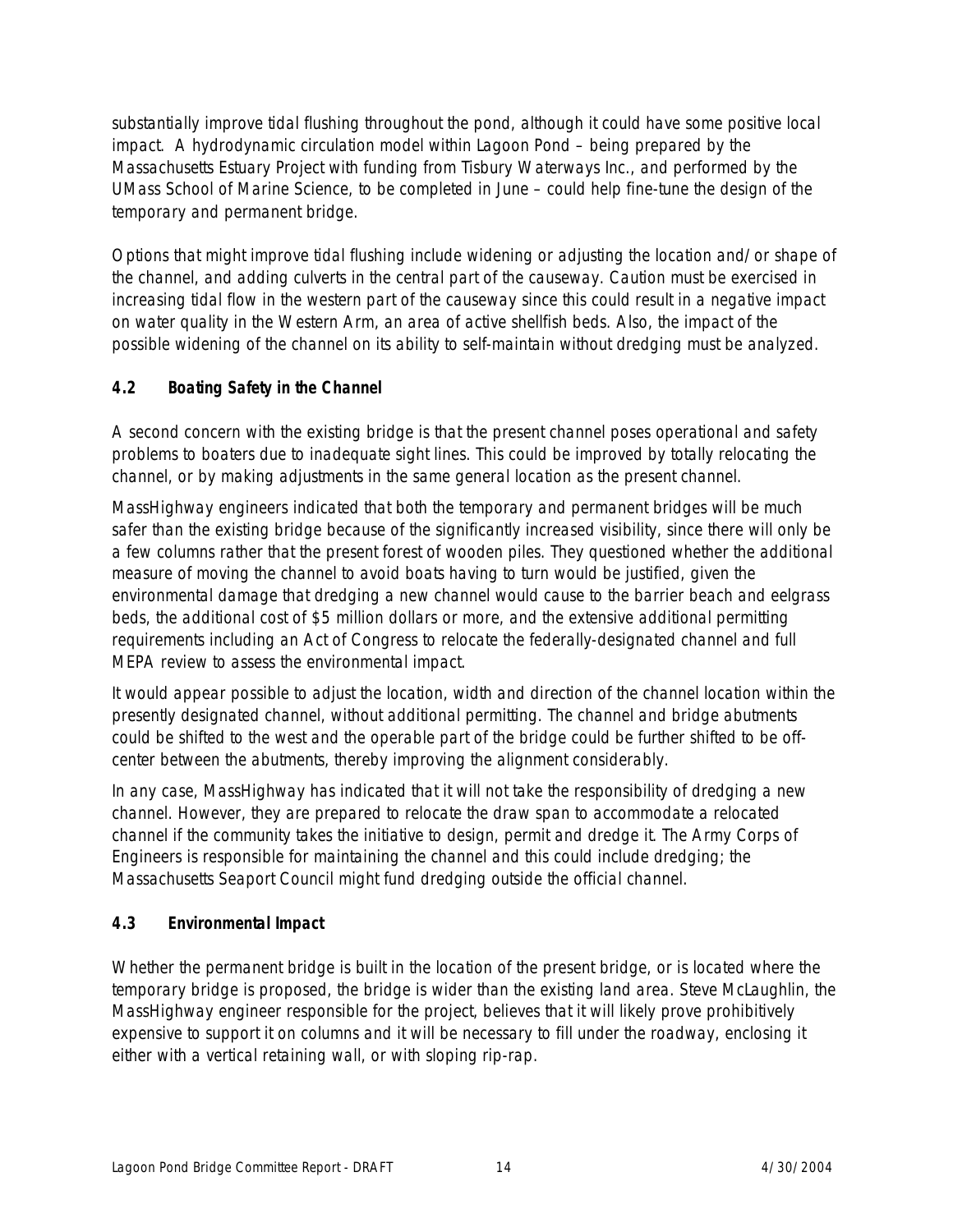substantially improve tidal flushing throughout the pond, although it could have some positive local impact. A hydrodynamic circulation model within Lagoon Pond – being prepared by the Massachusetts Estuary Project with funding from Tisbury Waterways Inc., and performed by the UMass School of Marine Science, to be completed in June – could help fine-tune the design of the temporary and permanent bridge.

Options that might improve tidal flushing include widening or adjusting the location and/or shape of the channel, and adding culverts in the central part of the causeway. Caution must be exercised in increasing tidal flow in the western part of the causeway since this could result in a negative impact on water quality in the Western Arm, an area of active shellfish beds. Also, the impact of the possible widening of the channel on its ability to self-maintain without dredging must be analyzed.

### 4.2 Boating Safety in the Channel

A second concern with the existing bridge is that the present channel poses operational and safety problems to boaters due to inadequate sight lines. This could be improved by totally relocating the channel, or by making adjustments in the same general location as the present channel.

MassHighway engineers indicated that both the temporary and permanent bridges will be much safer than the existing bridge because of the significantly increased visibility, since there will only be a few columns rather that the present forest of wooden piles. They questioned whether the additional measure of moving the channel to avoid boats having to turn would be justified, given the environmental damage that dredging a new channel would cause to the barrier beach and eelgrass beds, the additional cost of $5 million dollars or more, and the extensive additional permitting requirements including an Act of Congress to relocate the federally-designated channel and full MEPA review to assess the environmental impact.

It would appear possible to adjust the location, width and direction of the channel location within the presently designated channel, without additional permitting. The channel and bridge abutments could be shifted to the west and the operable part of the bridge could be further shifted to be off-center between the abutments, thereby improving the alignment considerably.

In any case, MassHighway has indicated that it will not take the responsibility of dredging a new channel. However, they are prepared to relocate the draw span to accommodate a relocated channel if the community takes the initiative to design, permit and dredge it. The Army Corps of Engineers is responsible for maintaining the channel and this could include dredging; the Massachusetts Seaport Council might fund dredging outside the official channel.

### 4.3 Environmental Impact

Whether the permanent bridge is built in the location of the present bridge, or is located where the temporary bridge is proposed, the bridge is wider than the existing land area. Steve McLaughlin, the MassHighway engineer responsible for the project, believes that it will likely prove prohibitively expensive to support it on columns and it will be necessary to fill under the roadway, enclosing it either with a vertical retaining wall, or with sloping rip-rap.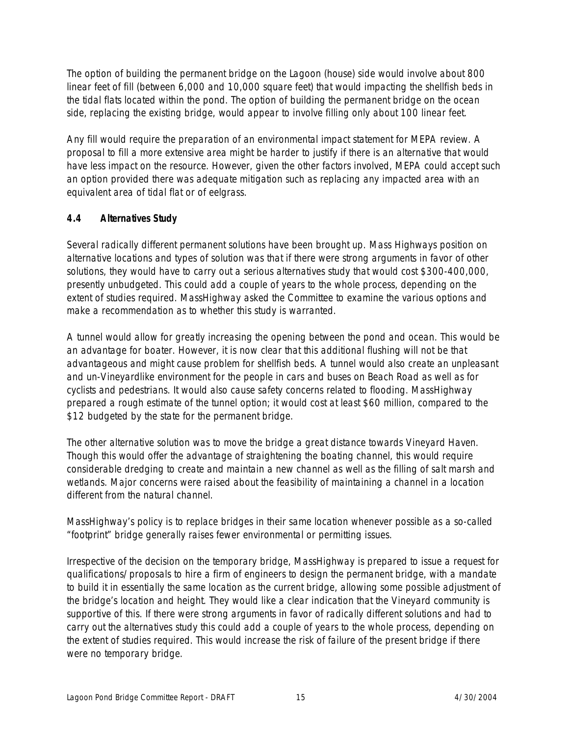The option of building the permanent bridge on the Lagoon (house) side would involve about 800 linear feet of fill (between 6,000 and 10,000 square feet) that would impacting the shellfish beds in the tidal flats located within the pond. The option of building the permanent bridge on the ocean side, replacing the existing bridge, would appear to involve filling only about 100 linear feet.

Any fill would require the preparation of an environmental impact statement for MEPA review. A proposal to fill a more extensive area might be harder to justify if there is an alternative that would have less impact on the resource. However, given the other factors involved, MEPA could accept such an option provided there was adequate mitigation such as replacing any impacted area with an equivalent area of tidal flat or of eelgrass.

### 4.4 Alternatives Study

Several radically different permanent solutions have been brought up. Mass Highways position on alternative locations and types of solution was that if there were strong arguments in favor of other solutions, they would have to carry out a serious alternatives study that would cost $300-400,000, presently unbudgeted. This could add a couple of years to the whole process, depending on the extent of studies required. MassHighway asked the Committee to examine the various options and make a recommendation as to whether this study is warranted.

A tunnel would allow for greatly increasing the opening between the pond and ocean. This would be an advantage for boater. However, it is now clear that this additional flushing will not be that advantageous and might cause problem for shellfish beds. A tunnel would also create an unpleasant and un-Vineyardlike environment for the people in cars and buses on Beach Road as well as for cyclists and pedestrians. It would also cause safety concerns related to flooding. MassHighway prepared a rough estimate of the tunnel option; it would cost at least $60 million, compared to the $12 budgeted by the state for the permanent bridge.

The other alternative solution was to move the bridge a great distance towards Vineyard Haven. Though this would offer the advantage of straightening the boating channel, this would require considerable dredging to create and maintain a new channel as well as the filling of salt marsh and wetlands. Major concerns were raised about the feasibility of maintaining a channel in a location different from the natural channel.

MassHighway's policy is to replace bridges in their same location whenever possible as a so-called "footprint" bridge generally raises fewer environmental or permitting issues.

Irrespective of the decision on the temporary bridge, MassHighway is prepared to issue a request for qualifications/proposals to hire a firm of engineers to design the permanent bridge, with a mandate to build it in essentially the same location as the current bridge, allowing some possible adjustment of the bridge's location and height. They would like a clear indication that the Vineyard community is supportive of this. If there were strong arguments in favor of radically different solutions and had to carry out the alternatives study this could add a couple of years to the whole process, depending on the extent of studies required. This would increase the risk of failure of the present bridge if there were no temporary bridge.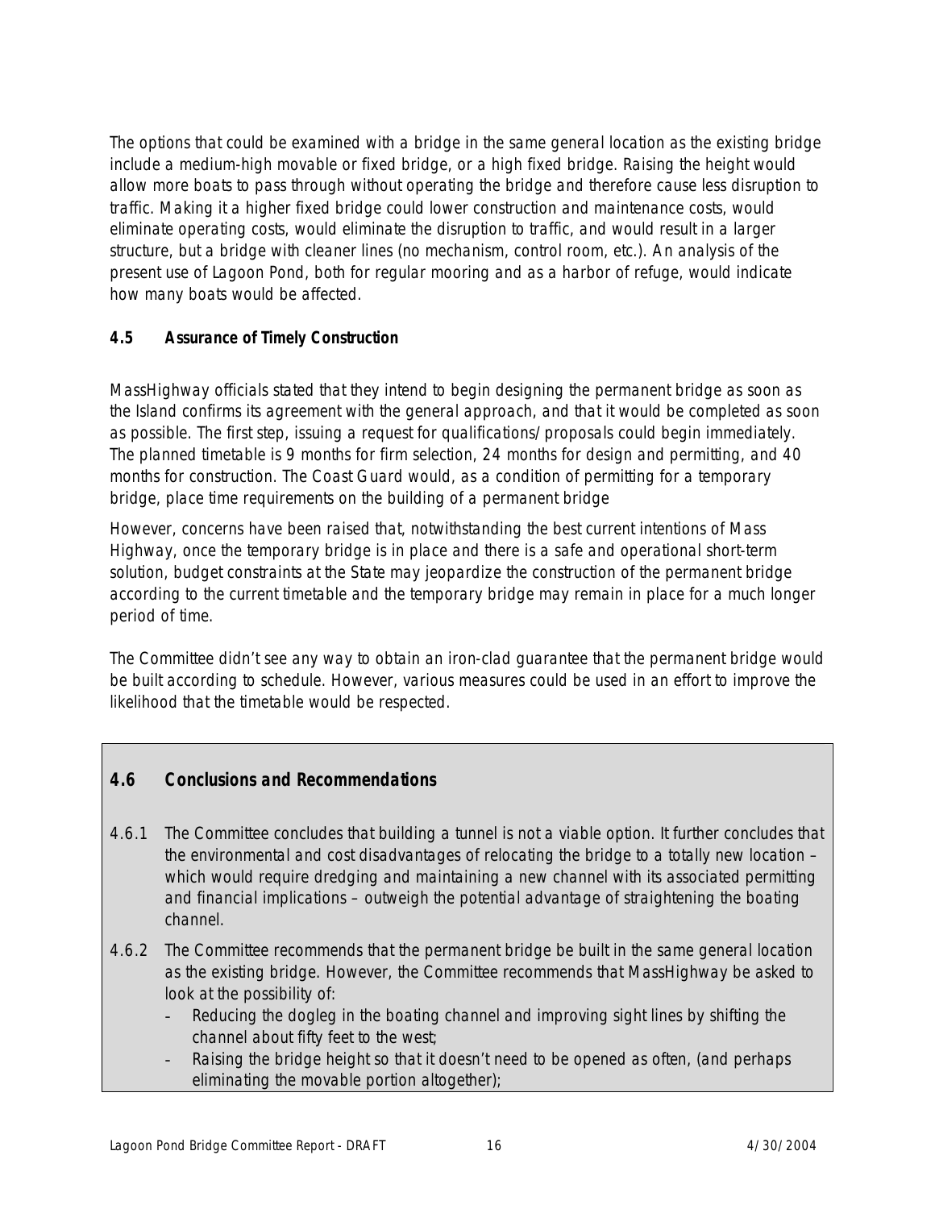The options that could be examined with a bridge in the same general location as the existing bridge include a medium-high movable or fixed bridge, or a high fixed bridge. Raising the height would allow more boats to pass through without operating the bridge and therefore cause less disruption to traffic. Making it a higher fixed bridge could lower construction and maintenance costs, would eliminate operating costs, would eliminate the disruption to traffic, and would result in a larger structure, but a bridge with cleaner lines (no mechanism, control room, etc.). An analysis of the present use of Lagoon Pond, both for regular mooring and as a harbor of refuge, would indicate how many boats would be affected.

### 4.5 Assurance of Timely Construction

MassHighway officials stated that they intend to begin designing the permanent bridge as soon as the Island confirms its agreement with the general approach, and that it would be completed as soon as possible. The first step, issuing a request for qualifications/proposals could begin immediately. The planned timetable is 9 months for firm selection, 24 months for design and permitting, and 40 months for construction. The Coast Guard would, as a condition of permitting for a temporary bridge, place time requirements on the building of a permanent bridge

However, concerns have been raised that, notwithstanding the best current intentions of Mass Highway, once the temporary bridge is in place and there is a safe and operational short-term solution, budget constraints at the State may jeopardize the construction of the permanent bridge according to the current timetable and the temporary bridge may remain in place for a much longer period of time.

The Committee didn't see any way to obtain an iron-clad guarantee that the permanent bridge would be built according to schedule. However, various measures could be used in an effort to improve the likelihood that the timetable would be respected.

### 4.6 Conclusions and Recommendations

4.6.1 The Committee concludes that building a tunnel is not a viable option. It further concludes that the environmental and cost disadvantages of relocating the bridge to a totally new location – which would require dredging and maintaining a new channel with its associated permitting and financial implications – outweigh the potential advantage of straightening the boating channel.

4.6.2 The Committee recommends that the permanent bridge be built in the same general location as the existing bridge. However, the Committee recommends that MassHighway be asked to look at the possibility of:

- Reducing the dogleg in the boating channel and improving sight lines by shifting the channel about fifty feet to the west;
- Raising the bridge height so that it doesn't need to be opened as often, (and perhaps eliminating the movable portion altogether);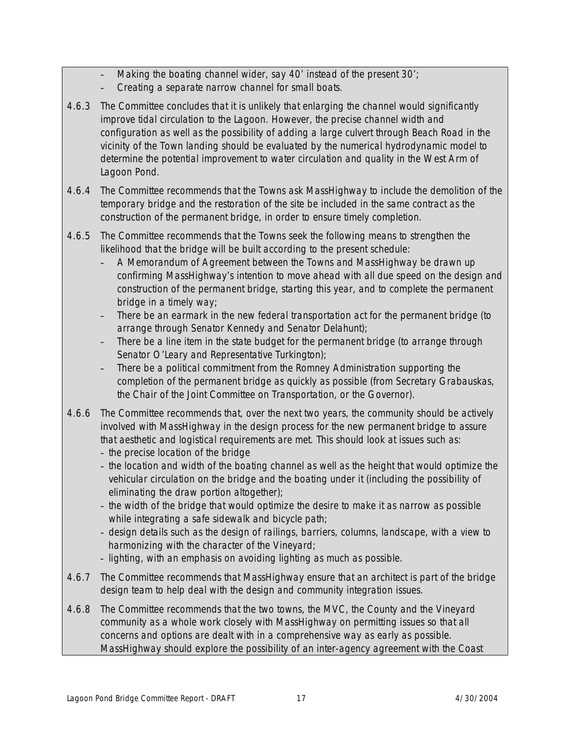- Making the boating channel wider, say 40' instead of the present 30';
- Creating a separate narrow channel for small boats.

4.6.3 The Committee concludes that it is unlikely that enlarging the channel would significantly improve tidal circulation to the Lagoon. However, the precise channel width and configuration as well as the possibility of adding a large culvert through Beach Road in the vicinity of the Town landing should be evaluated by the numerical hydrodynamic model to determine the potential improvement to water circulation and quality in the West Arm of Lagoon Pond.

4.6.4 The Committee recommends that the Towns ask MassHighway to include the demolition of the temporary bridge and the restoration of the site be included in the same contract as the construction of the permanent bridge, in order to ensure timely completion.

4.6.5 The Committee recommends that the Towns seek the following means to strengthen the likelihood that the bridge will be built according to the present schedule:

- A Memorandum of Agreement between the Towns and MassHighway be drawn up confirming MassHighway's intention to move ahead with all due speed on the design and construction of the permanent bridge, starting this year, and to complete the permanent bridge in a timely way;
- There be an earmark in the new federal transportation act for the permanent bridge (to arrange through Senator Kennedy and Senator Delahunt);
- There be a line item in the state budget for the permanent bridge (to arrange through Senator O'Leary and Representative Turkington);
- There be a political commitment from the Romney Administration supporting the completion of the permanent bridge as quickly as possible (from Secretary Grabauskas, the Chair of the Joint Committee on Transportation, or the Governor).

4.6.6 The Committee recommends that, over the next two years, the community should be actively involved with MassHighway in the design process for the new permanent bridge to assure that aesthetic and logistical requirements are met. This should look at issues such as:

- the precise location of the bridge
- the location and width of the boating channel as well as the height that would optimize the vehicular circulation on the bridge and the boating under it (including the possibility of eliminating the draw portion altogether);
- the width of the bridge that would optimize the desire to make it as narrow as possible while integrating a safe sidewalk and bicycle path;
- design details such as the design of railings, barriers, columns, landscape, with a view to harmonizing with the character of the Vineyard;
- lighting, with an emphasis on avoiding lighting as much as possible.

4.6.7 The Committee recommends that MassHighway ensure that an architect is part of the bridge design team to help deal with the design and community integration issues.

4.6.8 The Committee recommends that the two towns, the MVC, the County and the Vineyard community as a whole work closely with MassHighway on permitting issues so that all concerns and options are dealt with in a comprehensive way as early as possible. MassHighway should explore the possibility of an inter-agency agreement with the Coast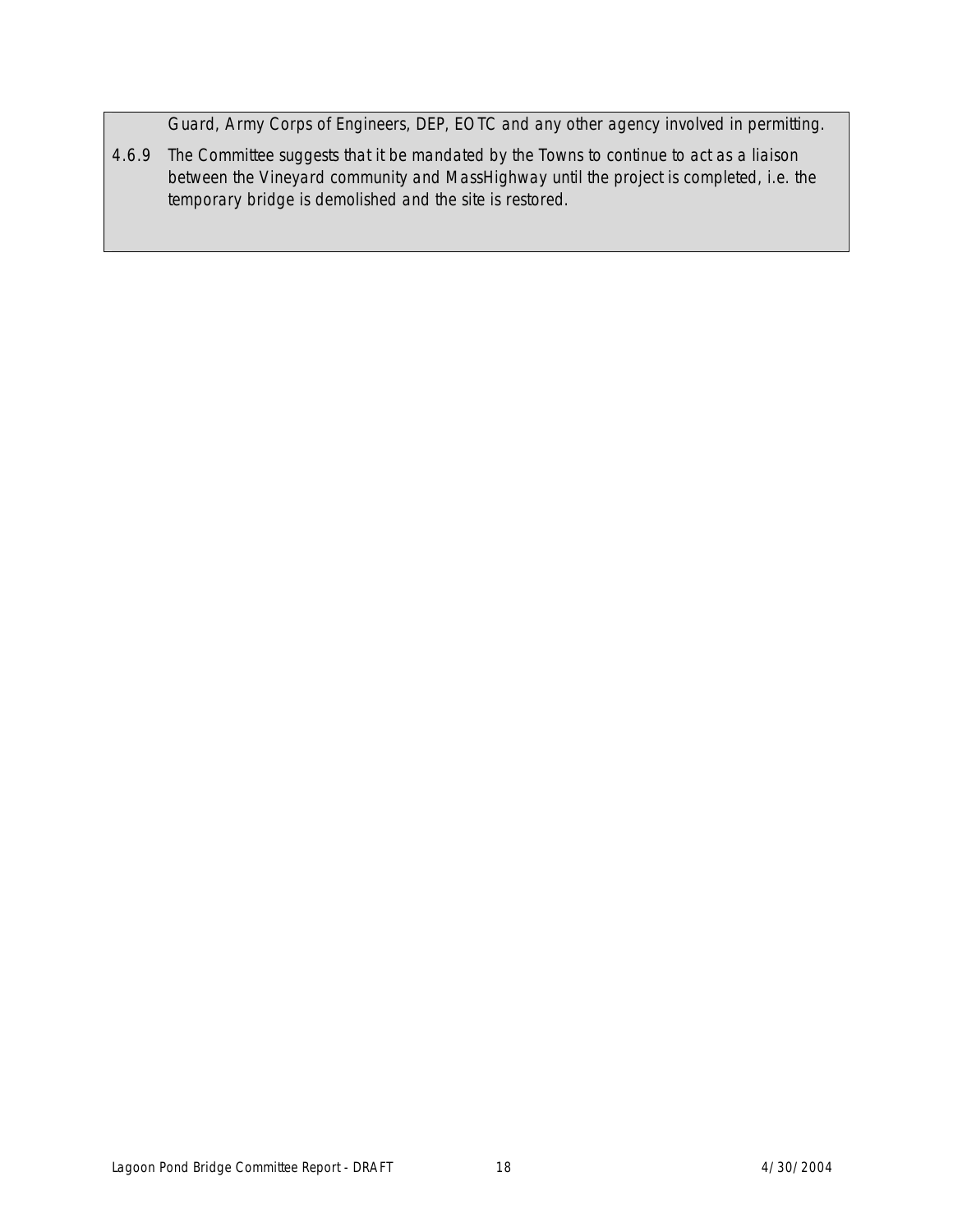Guard, Army Corps of Engineers, DEP, EOTC and any other agency involved in permitting.

4.6.9 The Committee suggests that it be mandated by the Towns to continue to act as a liaison between the Vineyard community and MassHighway until the project is completed, i.e. the temporary bridge is demolished and the site is restored.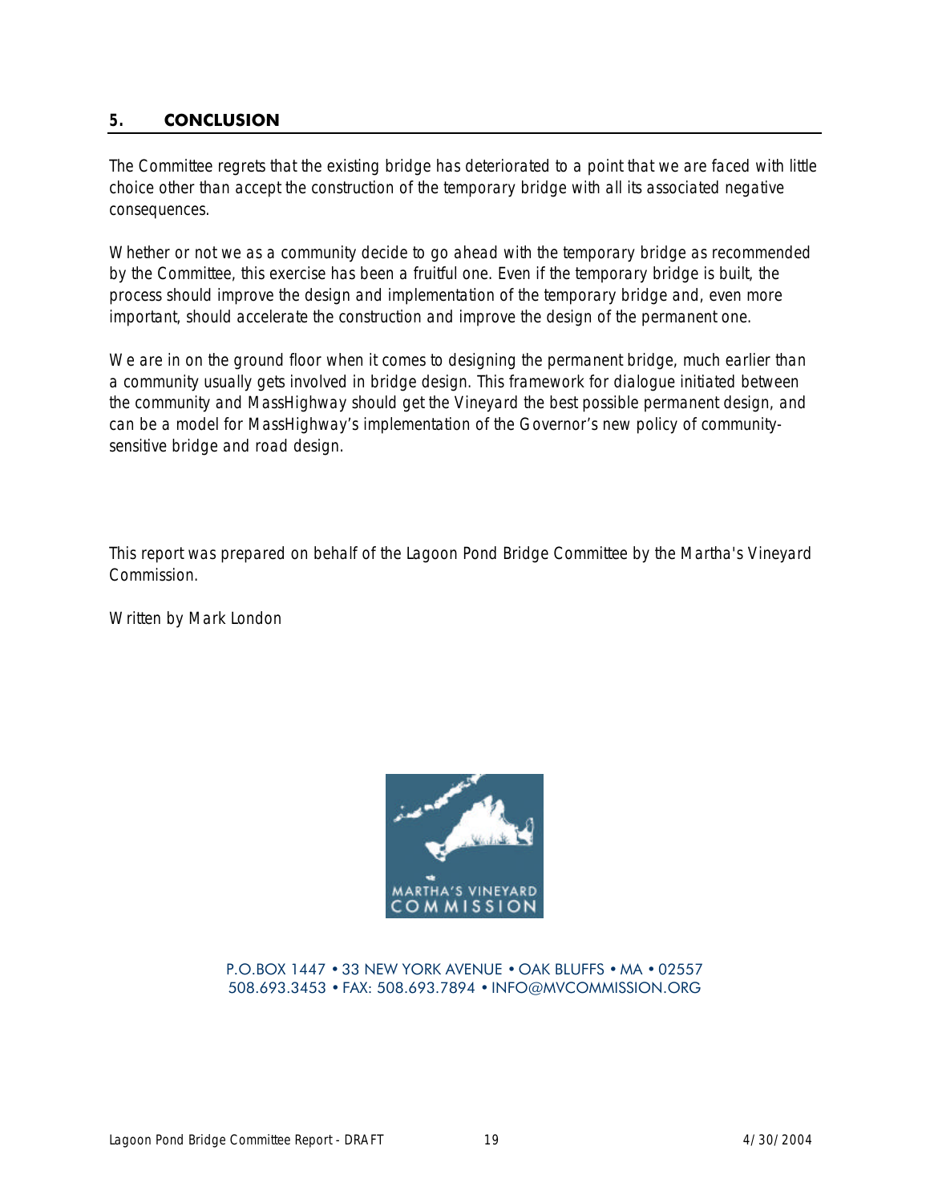## 5. CONCLUSION

The Committee regrets that the existing bridge has deteriorated to a point that we are faced with little choice other than accept the construction of the temporary bridge with all its associated negative consequences.

Whether or not we as a community decide to go ahead with the temporary bridge as recommended by the Committee, this exercise has been a fruitful one. Even if the temporary bridge is built, the process should improve the design and implementation of the temporary bridge and, even more important, should accelerate the construction and improve the design of the permanent one.

We are in on the ground floor when it comes to designing the permanent bridge, much earlier than a community usually gets involved in bridge design. This framework for dialogue initiated between the community and MassHighway should get the Vineyard the best possible permanent design, and can be a model for MassHighway's implementation of the Governor's new policy of community-sensitive bridge and road design.

This report was prepared on behalf of the Lagoon Pond Bridge Committee by the Martha's Vineyard Commission.

Written by Mark London

MARTHA'S VINEYARD COMMISSION

P.O.BOX 1447 • 33 NEW YORK AVENUE • OAK BLUFFS • MA • 02557
508.693.3453 • FAX: 508.693.7894 • INFO@MVCOMMISSION.ORG